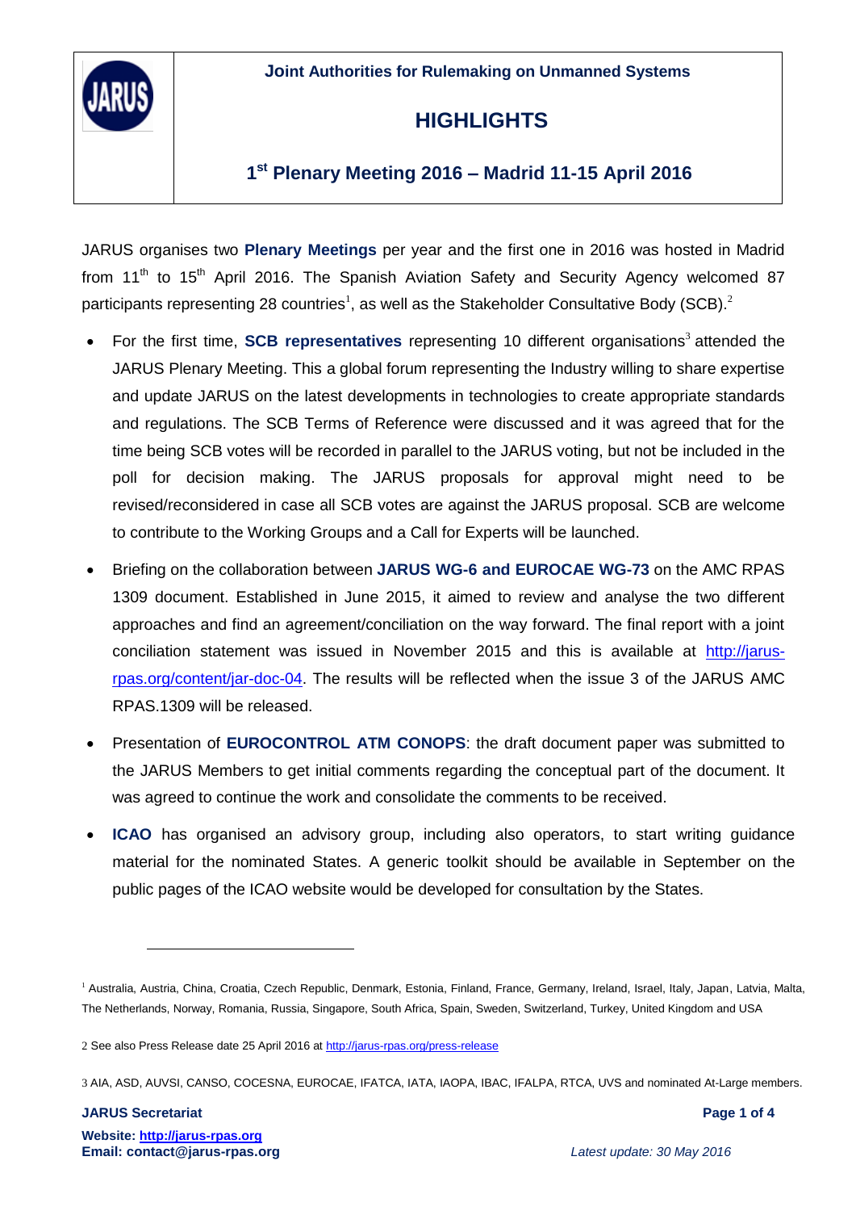**Joint Authorities for Rulemaking on Unmanned Systems**

# HIGHLIGHTS

## 1st Plenary Meeting 2016 – Madrid 11-15 April 2016

JARUS organises two **Plenary Meetings** per year and the first one in 2016 was hosted in Madrid from 11th to 15th April 2016. The Spanish Aviation Safety and Security Agency welcomed 87 participants representing 28 countries[1], as well as the Stakeholder Consultative Body (SCB).[2]

- For the first time, **SCB representatives** representing 10 different organisations[3] attended the JARUS Plenary Meeting. This a global forum representing the Industry willing to share expertise and update JARUS on the latest developments in technologies to create appropriate standards and regulations. The SCB Terms of Reference were discussed and it was agreed that for the time being SCB votes will be recorded in parallel to the JARUS voting, but not be included in the poll for decision making. The JARUS proposals for approval might need to be revised/reconsidered in case all SCB votes are against the JARUS proposal. SCB are welcome to contribute to the Working Groups and a Call for Experts will be launched.
- Briefing on the collaboration between **JARUS WG-6 and EUROCAE WG-73** on the AMC RPAS 1309 document. Established in June 2015, it aimed to review and analyse the two different approaches and find an agreement/conciliation on the way forward. The final report with a joint conciliation statement was issued in November 2015 and this is available at [http://jarus-rpas.org/content/jar-doc-04](http://jarus-rpas.org/content/jar-doc-04). The results will be reflected when the issue 3 of the JARUS AMC RPAS.1309 will be released.
- Presentation of **EUROCONTROL ATM CONOPS**: the draft document paper was submitted to the JARUS Members to get initial comments regarding the conceptual part of the document. It was agreed to continue the work and consolidate the comments to be received.
- **ICAO** has organised an advisory group, including also operators, to start writing guidance material for the nominated States. A generic toolkit should be available in September on the public pages of the ICAO website would be developed for consultation by the States.

---

[1] Australia, Austria, China, Croatia, Czech Republic, Denmark, Estonia, Finland, France, Germany, Ireland, Israel, Italy, Japan, Latvia, Malta, The Netherlands, Norway, Romania, Russia, Singapore, South Africa, Spain, Sweden, Switzerland, Turkey, United Kingdom and USA

[2] See also Press Release date 25 April 2016 at [http://jarus-rpas.org/press-release](http://jarus-rpas.org/press-release)

[3] AIA, ASD, AUVSI, CANSO, COCESNA, EUROCAE, IFATCA, IATA, IAOPA, IBAC, IFALPA, RTCA, UVS and nominated At-Large members.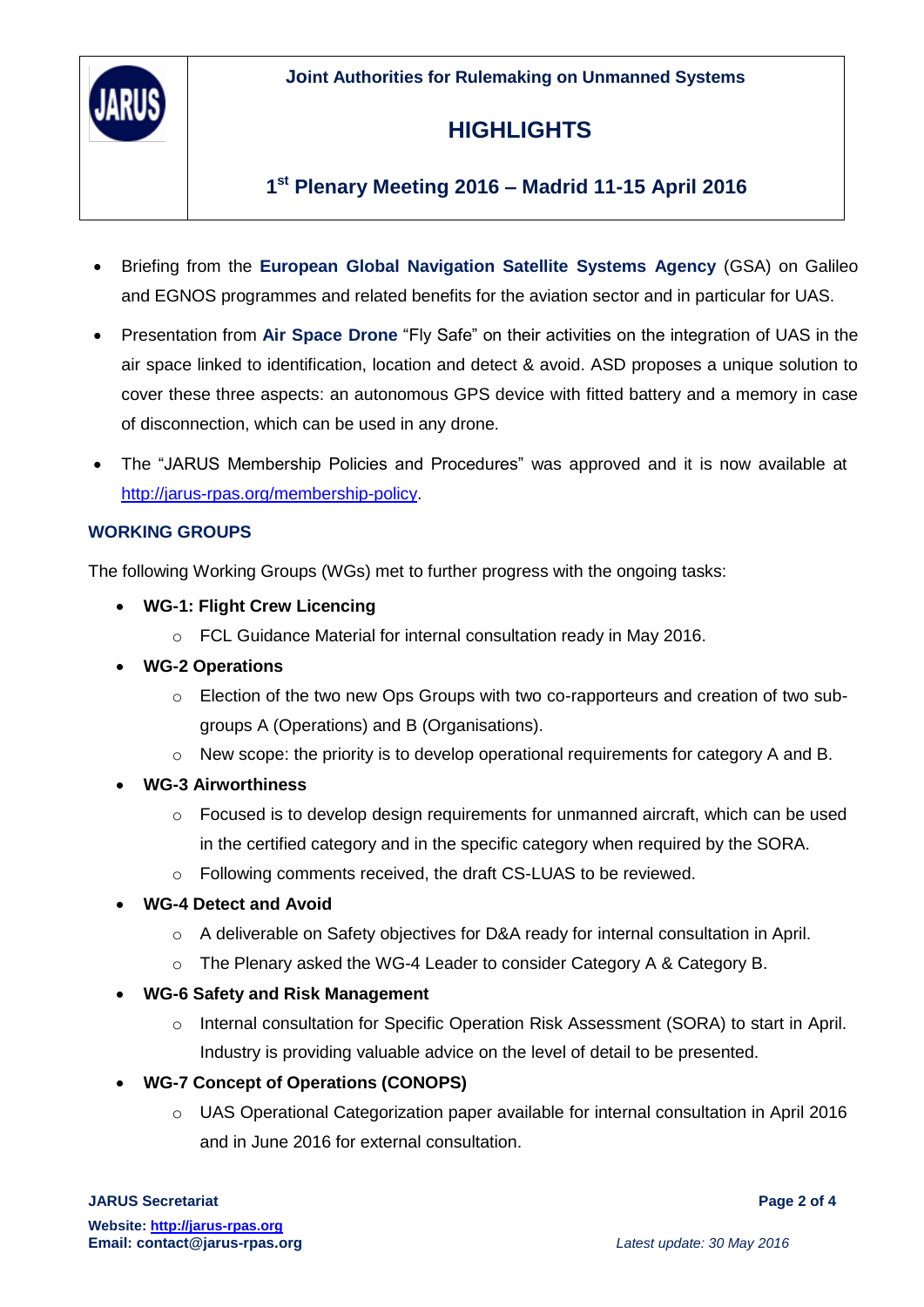- Briefing from the **European Global Navigation Satellite Systems Agency** (GSA) on Galileo and EGNOS programmes and related benefits for the aviation sector and in particular for UAS.
- Presentation from **Air Space Drone** "Fly Safe" on their activities on the integration of UAS in the air space linked to identification, location and detect & avoid. ASD proposes a unique solution to cover these three aspects: an autonomous GPS device with fitted battery and a memory in case of disconnection, which can be used in any drone.
- The "JARUS Membership Policies and Procedures" was approved and it is now available at http://jarus-rpas.org/membership-policy.

## WORKING GROUPS

The following Working Groups (WGs) met to further progress with the ongoing tasks:

- **WG-1: Flight Crew Licencing**
  - FCL Guidance Material for internal consultation ready in May 2016.
- **WG-2 Operations**
  - Election of the two new Ops Groups with two co-rapporteurs and creation of two sub-groups A (Operations) and B (Organisations).
  - New scope: the priority is to develop operational requirements for category A and B.
- **WG-3 Airworthiness**
  - Focused is to develop design requirements for unmanned aircraft, which can be used in the certified category and in the specific category when required by the SORA.
  - Following comments received, the draft CS-LUAS to be reviewed.
- **WG-4 Detect and Avoid**
  - A deliverable on Safety objectives for D&A ready for internal consultation in April.
  - The Plenary asked the WG-4 Leader to consider Category A & Category B.
- **WG-6 Safety and Risk Management**
  - Internal consultation for Specific Operation Risk Assessment (SORA) to start in April. Industry is providing valuable advice on the level of detail to be presented.
- **WG-7 Concept of Operations (CONOPS)**
  - UAS Operational Categorization paper available for internal consultation in April 2016 and in June 2016 for external consultation.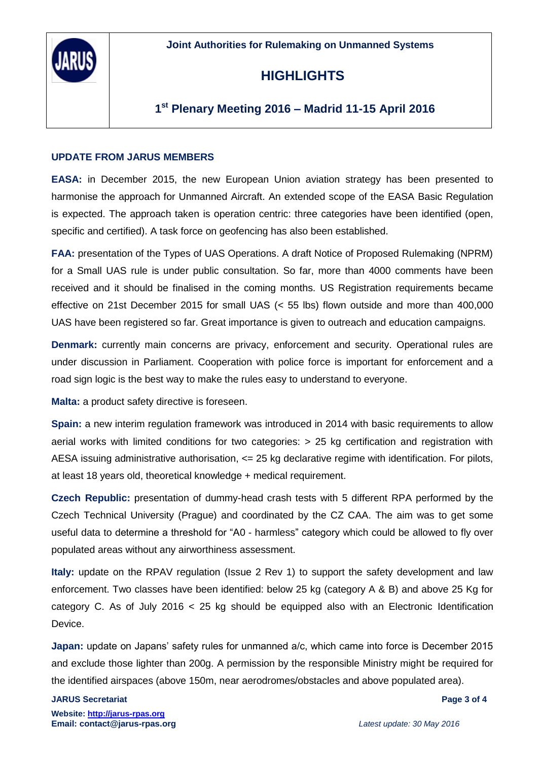## UPDATE FROM JARUS MEMBERS

**EASA:** in December 2015, the new European Union aviation strategy has been presented to harmonise the approach for Unmanned Aircraft. An extended scope of the EASA Basic Regulation is expected. The approach taken is operation centric: three categories have been identified (open, specific and certified). A task force on geofencing has also been established.

**FAA:** presentation of the Types of UAS Operations. A draft Notice of Proposed Rulemaking (NPRM) for a Small UAS rule is under public consultation. So far, more than 4000 comments have been received and it should be finalised in the coming months. US Registration requirements became effective on 21st December 2015 for small UAS (< 55 lbs) flown outside and more than 400,000 UAS have been registered so far. Great importance is given to outreach and education campaigns.

**Denmark:** currently main concerns are privacy, enforcement and security. Operational rules are under discussion in Parliament. Cooperation with police force is important for enforcement and a road sign logic is the best way to make the rules easy to understand to everyone.

**Malta:** a product safety directive is foreseen.

**Spain:** a new interim regulation framework was introduced in 2014 with basic requirements to allow aerial works with limited conditions for two categories: > 25 kg certification and registration with AESA issuing administrative authorisation, <= 25 kg declarative regime with identification. For pilots, at least 18 years old, theoretical knowledge + medical requirement.

**Czech Republic:** presentation of dummy-head crash tests with 5 different RPA performed by the Czech Technical University (Prague) and coordinated by the CZ CAA. The aim was to get some useful data to determine a threshold for "A0 - harmless" category which could be allowed to fly over populated areas without any airworthiness assessment.

**Italy:** update on the RPAV regulation (Issue 2 Rev 1) to support the safety development and law enforcement. Two classes have been identified: below 25 kg (category A & B) and above 25 Kg for category C. As of July 2016 < 25 kg should be equipped also with an Electronic Identification Device.

**Japan:** update on Japans' safety rules for unmanned a/c, which came into force is December 2015 and exclude those lighter than 200g. A permission by the responsible Ministry might be required for the identified airspaces (above 150m, near aerodromes/obstacles and above populated area).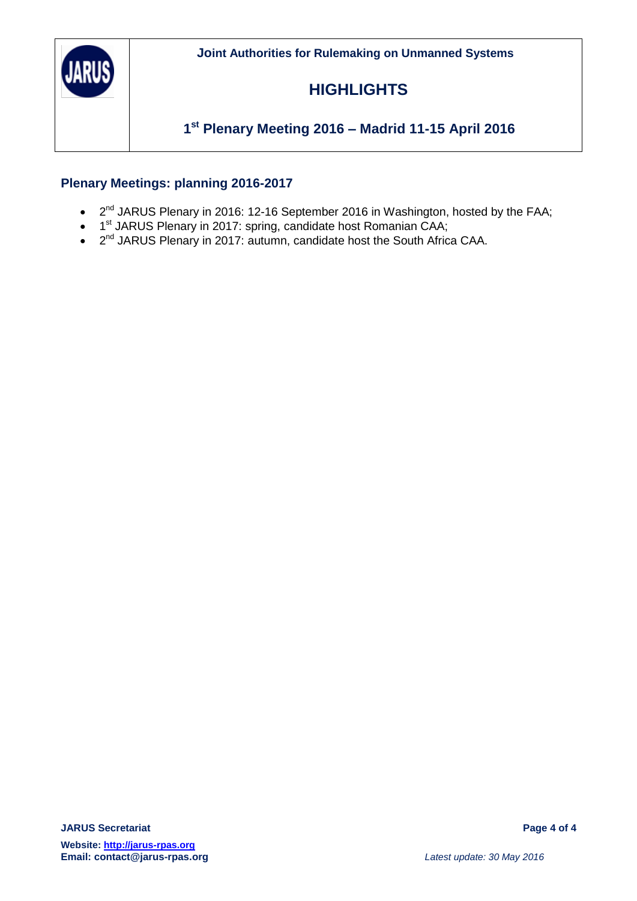## Plenary Meetings: planning 2016-2017

- 2nd JARUS Plenary in 2016: 12-16 September 2016 in Washington, hosted by the FAA;
- 1st JARUS Plenary in 2017: spring, candidate host Romanian CAA;
- 2nd JARUS Plenary in 2017: autumn, candidate host the South Africa CAA.